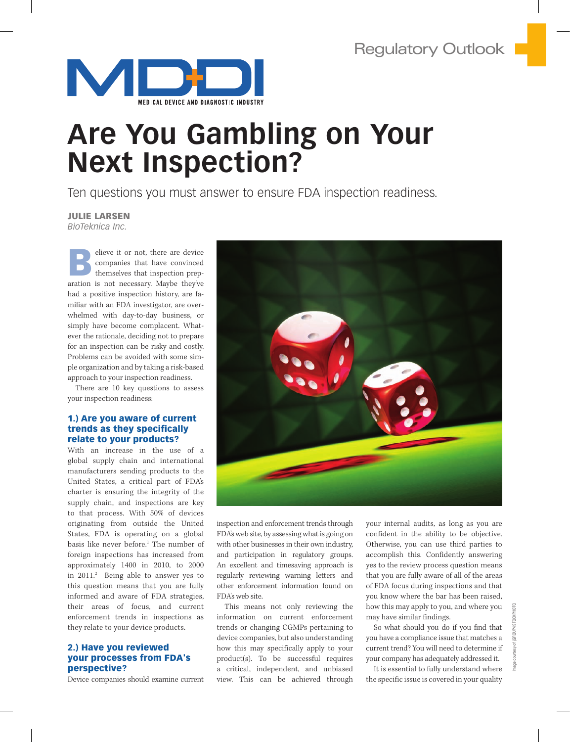Regulatory Outlook

# Are You Gambling on Your Next Inspection?

Ten questions you must answer to ensure FDA inspection readiness.

**JULIE LARSEN**
*BioTeknica Inc.*

Believe it or not, there are device companies that have convinced themselves that inspection preparation is not necessary. Maybe they've had a positive inspection history, are familiar with an FDA investigator, are overwhelmed with day-to-day business, or simply have become complacent. Whatever the rationale, deciding not to prepare for an inspection can be risky and costly. Problems can be avoided with some simple organization and by taking a risk-based approach to your inspection readiness.

There are 10 key questions to assess your inspection readiness:

### 1.) Are you aware of current trends as they specifically relate to your products?

With an increase in the use of a global supply chain and international manufacturers sending products to the United States, a critical part of FDA's charter is ensuring the integrity of the supply chain, and inspections are key to that process. With 50% of devices originating from outside the United States, FDA is operating on a global basis like never before.[1] The number of foreign inspections has increased from approximately 1400 in 2010, to 2000 in 2011.[2] Being able to answer yes to this question means that you are fully informed and aware of FDA strategies, their areas of focus, and current enforcement trends in inspections as they relate to your device products.

### 2.) Have you reviewed your processes from FDA's perspective?

Device companies should examine current inspection and enforcement trends through FDA's web site, by assessing what is going on with other businesses in their own industry, and participation in regulatory groups. An excellent and timesaving approach is regularly reviewing warning letters and other enforcement information found on FDA's web site.

This means not only reviewing the information on current enforcement trends or changing CGMPs pertaining to device companies, but also understanding how this may specifically apply to your product(s). To be successful requires a critical, independent, and unbiased view. This can be achieved through your internal audits, as long as you are confident in the ability to be objective. Otherwise, you can use third parties to accomplish this. Confidently answering yes to the review process question means that you are fully aware of all of the areas of FDA focus during inspections and that you know where the bar has been raised, how this may apply to you, and where you may have similar findings.

So what should you do if you find that you have a compliance issue that matches a current trend? You will need to determine if your company has adequately addressed it.

It is essential to fully understand where the specific issue is covered in your quality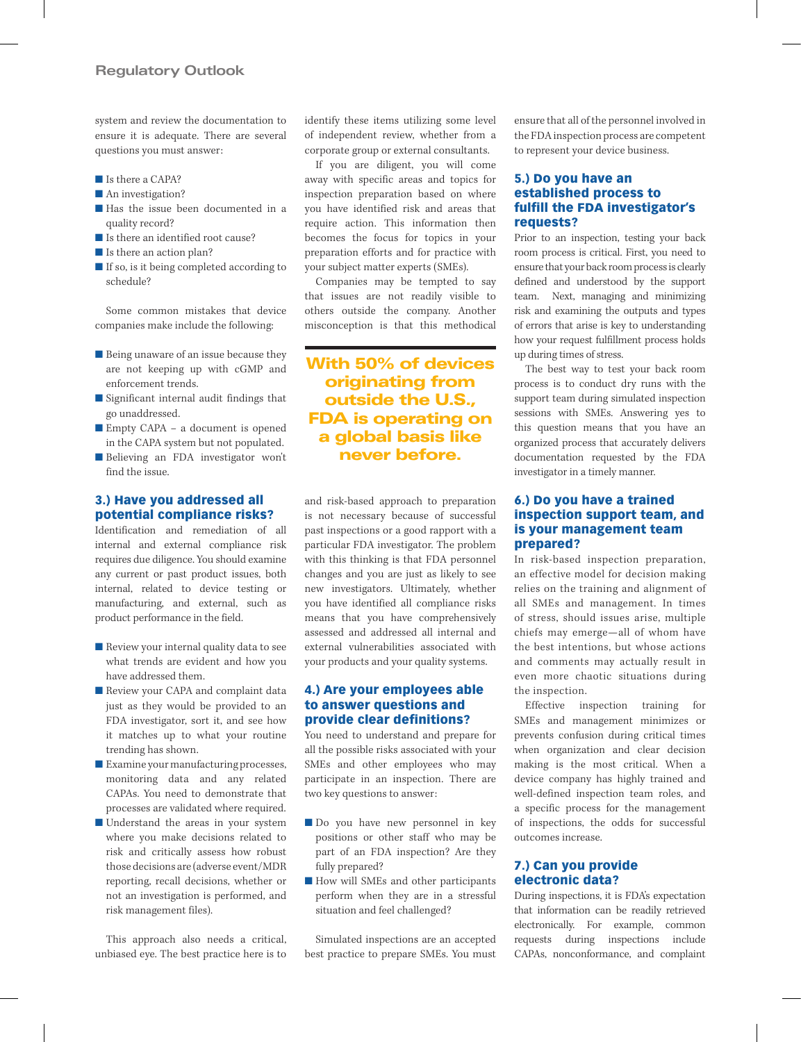system and review the documentation to ensure it is adequate. There are several questions you must answer:

- Is there a CAPA?
- An investigation?
- Has the issue been documented in a quality record?
- Is there an identified root cause?
- Is there an action plan?
- If so, is it being completed according to schedule?

Some common mistakes that device companies make include the following:

- Being unaware of an issue because they are not keeping up with cGMP and enforcement trends.
- Significant internal audit findings that go unaddressed.
- Empty CAPA – a document is opened in the CAPA system but not populated.
- Believing an FDA investigator won't find the issue.

### 3.) Have you addressed all potential compliance risks?

Identification and remediation of all internal and external compliance risk requires due diligence. You should examine any current or past product issues, both internal, related to device testing or manufacturing, and external, such as product performance in the field.

- Review your internal quality data to see what trends are evident and how you have addressed them.
- Review your CAPA and complaint data just as they would be provided to an FDA investigator, sort it, and see how it matches up to what your routine trending has shown.
- Examine your manufacturing processes, monitoring data and any related CAPAs. You need to demonstrate that processes are validated where required.
- Understand the areas in your system where you make decisions related to risk and critically assess how robust those decisions are (adverse event/MDR reporting, recall decisions, whether or not an investigation is performed, and risk management files).

This approach also needs a critical, unbiased eye. The best practice here is to identify these items utilizing some level of independent review, whether from a corporate group or external consultants.

If you are diligent, you will come away with specific areas and topics for inspection preparation based on where you have identified risk and areas that require action. This information then becomes the focus for topics in your preparation efforts and for practice with your subject matter experts (SMEs).

Companies may be tempted to say that issues are not readily visible to others outside the company. Another misconception is that this methodical and risk-based approach to preparation is not necessary because of successful past inspections or a good rapport with a particular FDA investigator. The problem with this thinking is that FDA personnel changes and you are just as likely to see new investigators. Ultimately, whether you have identified all compliance risks means that you have comprehensively assessed and addressed all internal and external vulnerabilities associated with your products and your quality systems.

**With 50% of devices originating from outside the U.S., FDA is operating on a global basis like never before.**

### 4.) Are your employees able to answer questions and provide clear definitions?

You need to understand and prepare for all the possible risks associated with your SMEs and other employees who may participate in an inspection. There are two key questions to answer:

- Do you have new personnel in key positions or other staff who may be part of an FDA inspection? Are they fully prepared?
- How will SMEs and other participants perform when they are in a stressful situation and feel challenged?

Simulated inspections are an accepted best practice to prepare SMEs. You must ensure that all of the personnel involved in the FDA inspection process are competent to represent your device business.

### 5.) Do you have an established process to fulfill the FDA investigator's requests?

Prior to an inspection, testing your back room process is critical. First, you need to ensure that your back room process is clearly defined and understood by the support team. Next, managing and minimizing risk and examining the outputs and types of errors that arise is key to understanding how your request fulfillment process holds up during times of stress.

The best way to test your back room process is to conduct dry runs with the support team during simulated inspection sessions with SMEs. Answering yes to this question means that you have an organized process that accurately delivers documentation requested by the FDA investigator in a timely manner.

### 6.) Do you have a trained inspection support team, and is your management team prepared?

In risk-based inspection preparation, an effective model for decision making relies on the training and alignment of all SMEs and management. In times of stress, should issues arise, multiple chiefs may emerge—all of whom have the best intentions, but whose actions and comments may actually result in even more chaotic situations during the inspection.

Effective inspection training for SMEs and management minimizes or prevents confusion during critical times when organization and clear decision making is the most critical. When a device company has highly trained and well-defined inspection team roles, and a specific process for the management of inspections, the odds for successful outcomes increase.

### 7.) Can you provide electronic data?

During inspections, it is FDA's expectation that information can be readily retrieved electronically. For example, common requests during inspections include CAPAs, nonconformance, and complaint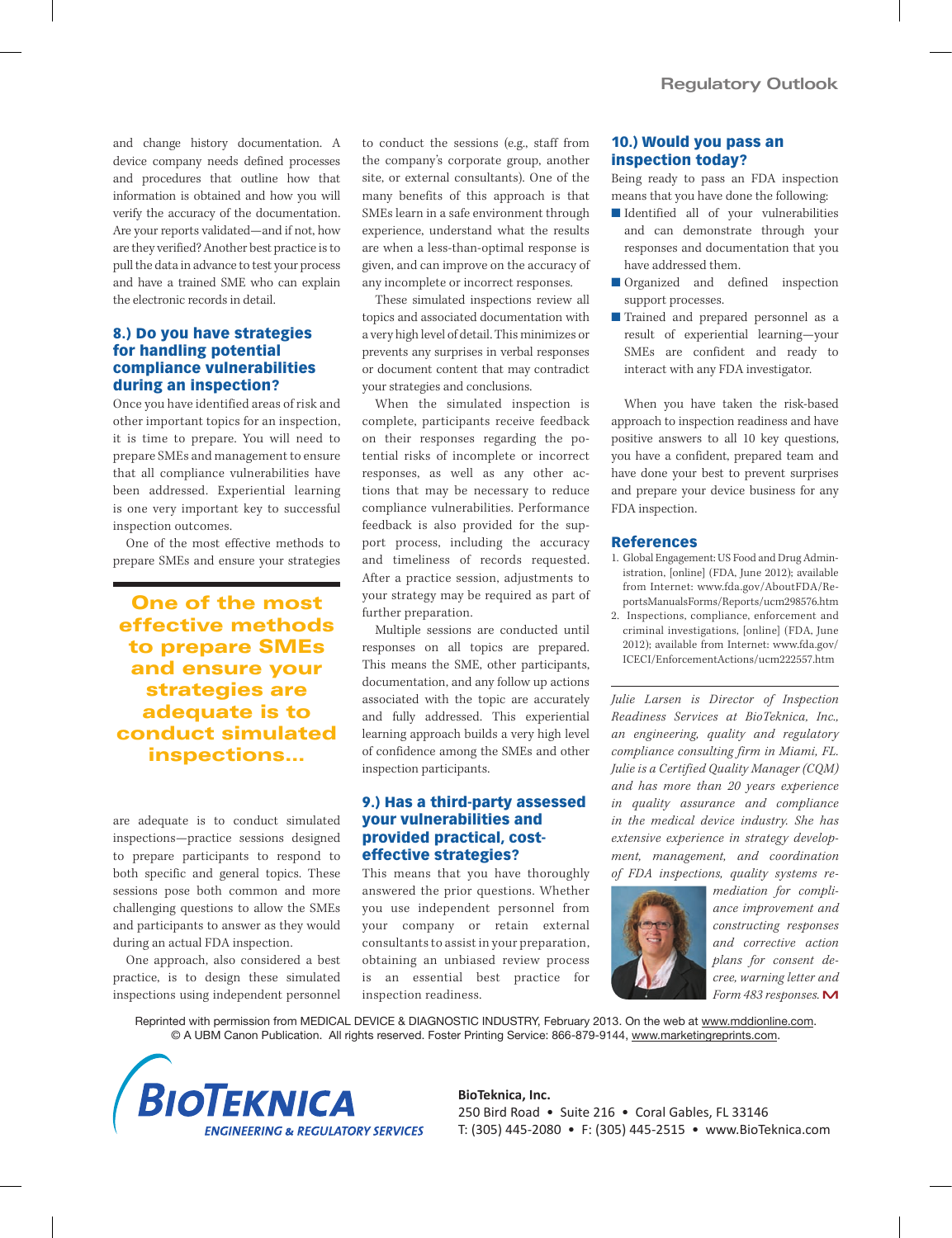and change history documentation. A device company needs defined processes and procedures that outline how that information is obtained and how you will verify the accuracy of the documentation. Are your reports validated—and if not, how are they verified? Another best practice is to pull the data in advance to test your process and have a trained SME who can explain the electronic records in detail.

### 8.) Do you have strategies for handling potential compliance vulnerabilities during an inspection?

Once you have identified areas of risk and other important topics for an inspection, it is time to prepare. You will need to prepare SMEs and management to ensure that all compliance vulnerabilities have been addressed. Experiential learning is one very important key to successful inspection outcomes.

One of the most effective methods to prepare SMEs and ensure your strategies are adequate is to conduct simulated inspections—practice sessions designed to prepare participants to respond to both specific and general topics. These sessions pose both common and more challenging questions to allow the SMEs and participants to answer as they would during an actual FDA inspection.

**One of the most effective methods to prepare SMEs and ensure your strategies are adequate is to conduct simulated inspections...**

One approach, also considered a best practice, is to design these simulated inspections using independent personnel to conduct the sessions (e.g., staff from the company's corporate group, another site, or external consultants). One of the many benefits of this approach is that SMEs learn in a safe environment through verbal responses experience, understand what the results are when a less-than-optimal response is given, and can improve on the accuracy of any incomplete or incorrect responses.

These simulated inspections review all topics and associated documentation with a very high level of detail. This minimizes or prevents any surprises in verbal responses or document content that may contradict your strategies and conclusions.

When the simulated inspection is complete, participants receive feedback on their responses regarding the potential risks of incomplete or incorrect responses, as well as any other actions that may be necessary to reduce compliance vulnerabilities. Performance feedback is also provided for the support process, including the accuracy and timeliness of records requested. After a practice session, adjustments to your strategy may be required as part of further preparation.

Multiple sessions are conducted until responses on all topics are prepared. This means the SME, other participants, documentation, and any follow up actions associated with the topic are accurately and fully addressed. This experiential learning approach builds a very high level of confidence among the SMEs and other inspection participants.

### 9.) Has a third-party assessed your vulnerabilities and provided practical, cost-effective strategies?

This means that you have thoroughly answered the prior questions. Whether you use independent personnel from your company or retain external consultants to assist in your preparation, obtaining an unbiased review process is an essential best practice for inspection readiness.

### 10.) Would you pass an inspection today?

Being ready to pass an FDA inspection means that you have done the following:

- Identified all of your vulnerabilities and can demonstrate through your responses and documentation that you have addressed them.
- Organized and defined inspection support processes.
- Trained and prepared personnel as a result of experiential learning—your SMEs are confident and ready to interact with any FDA investigator.

When you have taken the risk-based approach to inspection readiness and have positive answers to all 10 key questions, you have a confident, prepared team and have done your best to prevent surprises and prepare your device business for any FDA inspection.

### References

1. Global Engagement: US Food and Drug Administration, [online] (FDA, June 2012); available from Internet: www.fda.gov/AboutFDA/ReportsManualsForms/Reports/ucm298576.htm
2. Inspections, compliance, enforcement and criminal investigations, [online] (FDA, June 2012); available from Internet: www.fda.gov/ICECI/EnforcementActions/ucm222557.htm

*Julie Larsen is Director of Inspection Readiness Services at BioTeknica, Inc., an engineering, quality and regulatory compliance consulting firm in Miami, FL. Julie is a Certified Quality Manager (CQM) and has more than 20 years experience in quality assurance and compliance in the medical device industry. She has extensive experience in strategy development, management, and coordination of FDA inspections, quality systems remediation for compliance improvement and constructing responses and corrective action plans for consent decree, warning letter and Form 483 responses.*

Reprinted with permission from MEDICAL DEVICE & DIAGNOSTIC INDUSTRY, February 2013. On the web at www.mddionline.com.
© A UBM Canon Publication. All rights reserved. Foster Printing Service: 866-879-9144, www.marketingreprints.com.

BIOTEKNICA
ENGINEERING & REGULATORY SERVICES

**BioTeknica, Inc.**
250 Bird Road • Suite 216 • Coral Gables, FL 33146
T: (305) 445-2080 • F: (305) 445-2515 • www.BioTeknica.com